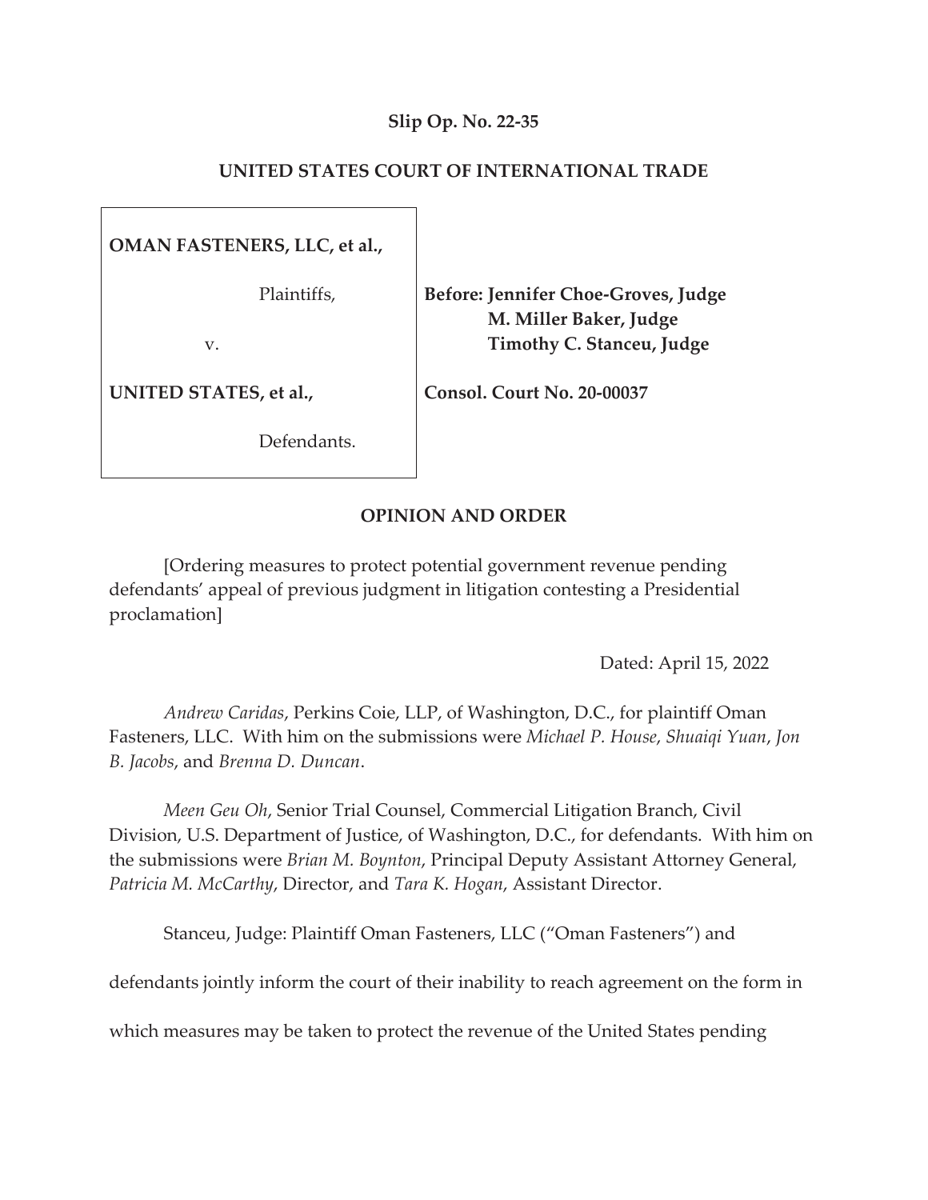**Slip Op. No. 22-35**

**UNITED STATES COURT OF INTERNATIONAL TRADE**

| | |
|---|---|
| **OMAN FASTENERS, LLC, et al.,**<br><br>Plaintiffs,<br><br>v.<br><br>**UNITED STATES, et al.,**<br><br>Defendants. | **Before: Jennifer Choe-Groves, Judge**<br>**M. Miller Baker, Judge**<br>**Timothy C. Stanceu, Judge**<br><br>**Consol. Court No. 20-00037** |

**OPINION AND ORDER**

[Ordering measures to protect potential government revenue pending defendants' appeal of previous judgment in litigation contesting a Presidential proclamation]

Dated: April 15, 2022

*Andrew Caridas*, Perkins Coie, LLP, of Washington, D.C., for plaintiff Oman Fasteners, LLC. With him on the submissions were *Michael P. House*, *Shuaiqi Yuan*, *Jon B. Jacobs*, and *Brenna D. Duncan*.

*Meen Geu Oh*, Senior Trial Counsel, Commercial Litigation Branch, Civil Division, U.S. Department of Justice, of Washington, D.C., for defendants. With him on the submissions were *Brian M. Boynton*, Principal Deputy Assistant Attorney General, *Patricia M. McCarthy*, Director, and *Tara K. Hogan*, Assistant Director.

Stanceu, Judge: Plaintiff Oman Fasteners, LLC ("Oman Fasteners") and defendants jointly inform the court of their inability to reach agreement on the form in which measures may be taken to protect the revenue of the United States pending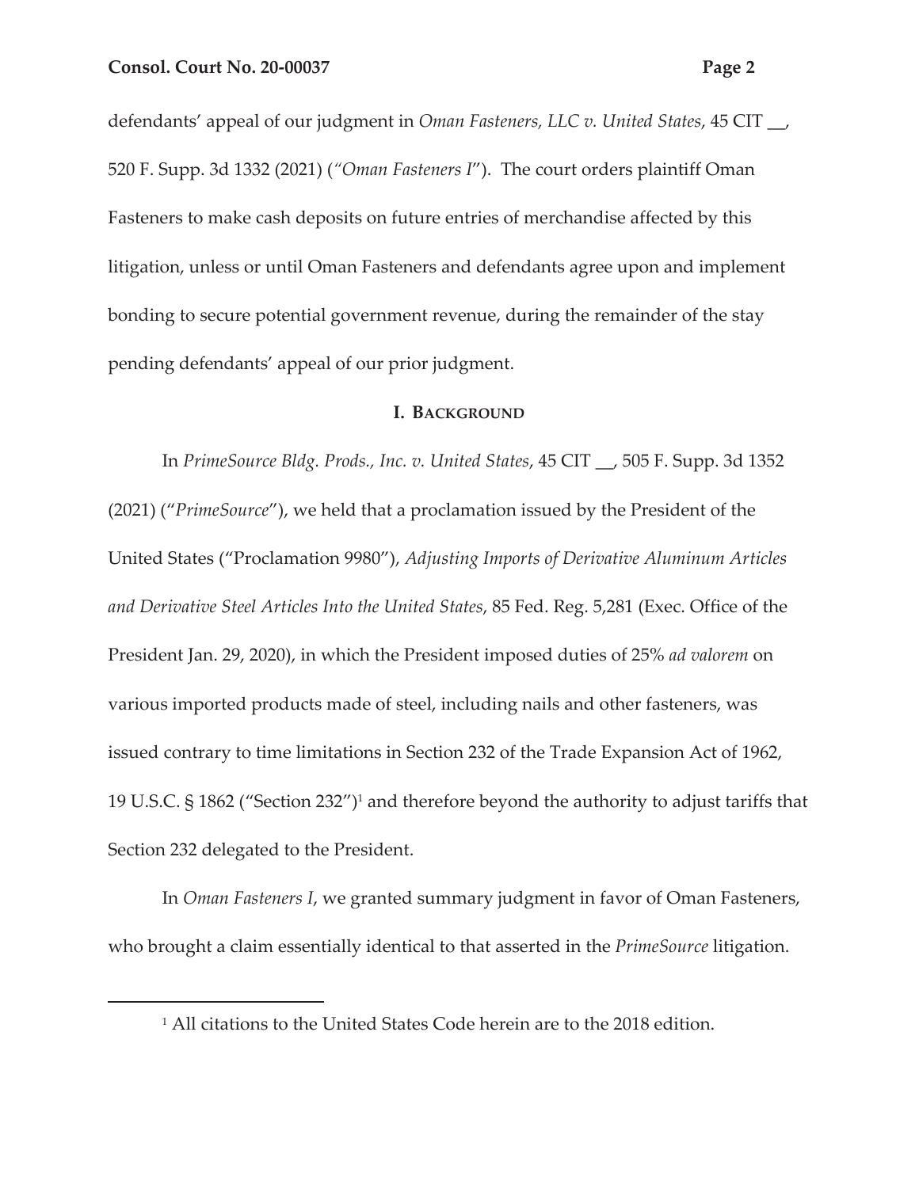defendants' appeal of our judgment in *Oman Fasteners, LLC v. United States*, 45 CIT __, 520 F. Supp. 3d 1332 (2021) (*"Oman Fasteners I"*). The court orders plaintiff Oman Fasteners to make cash deposits on future entries of merchandise affected by this litigation, unless or until Oman Fasteners and defendants agree upon and implement bonding to secure potential government revenue, during the remainder of the stay pending defendants' appeal of our prior judgment.

## I. BACKGROUND

In *PrimeSource Bldg. Prods., Inc. v. United States*, 45 CIT __, 505 F. Supp. 3d 1352 (2021) ("*PrimeSource*"), we held that a proclamation issued by the President of the United States ("Proclamation 9980"), *Adjusting Imports of Derivative Aluminum Articles and Derivative Steel Articles Into the United States*, 85 Fed. Reg. 5,281 (Exec. Office of the President Jan. 29, 2020), in which the President imposed duties of 25% *ad valorem* on various imported products made of steel, including nails and other fasteners, was issued contrary to time limitations in Section 232 of the Trade Expansion Act of 1962, 19 U.S.C. § 1862 ("Section 232")[1] and therefore beyond the authority to adjust tariffs that Section 232 delegated to the President.

In *Oman Fasteners I*, we granted summary judgment in favor of Oman Fasteners, who brought a claim essentially identical to that asserted in the *PrimeSource* litigation.

[1] All citations to the United States Code herein are to the 2018 edition.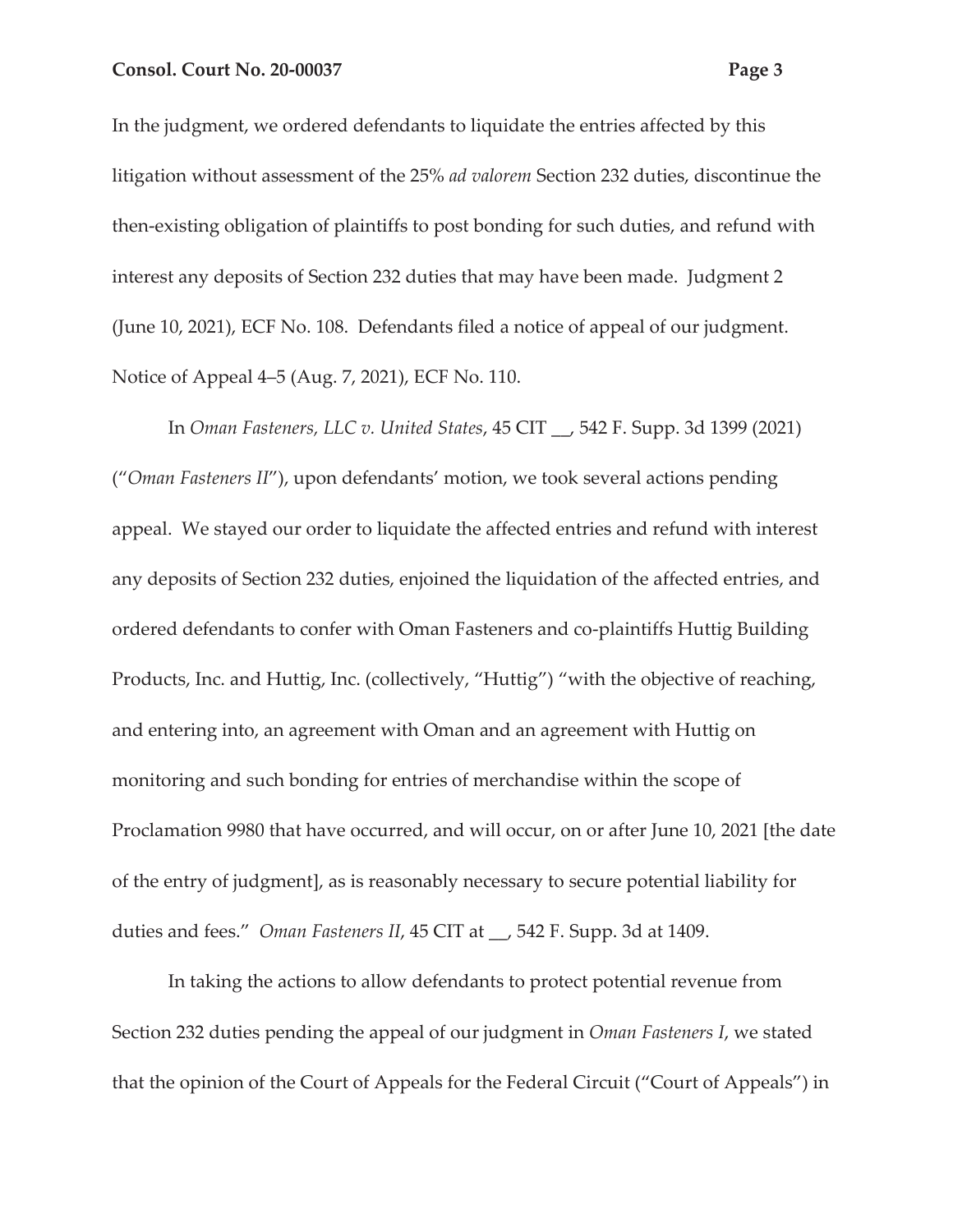In the judgment, we ordered defendants to liquidate the entries affected by this litigation without assessment of the 25% *ad valorem* Section 232 duties, discontinue the then-existing obligation of plaintiffs to post bonding for such duties, and refund with interest any deposits of Section 232 duties that may have been made. Judgment 2 (June 10, 2021), ECF No. 108. Defendants filed a notice of appeal of our judgment. Notice of Appeal 4–5 (Aug. 7, 2021), ECF No. 110.

In *Oman Fasteners, LLC v. United States*, 45 CIT __, 542 F. Supp. 3d 1399 (2021) ("*Oman Fasteners II*"), upon defendants' motion, we took several actions pending appeal. We stayed our order to liquidate the affected entries and refund with interest any deposits of Section 232 duties, enjoined the liquidation of the affected entries, and ordered defendants to confer with Oman Fasteners and co-plaintiffs Huttig Building Products, Inc. and Huttig, Inc. (collectively, "Huttig") "with the objective of reaching, and entering into, an agreement with Oman and an agreement with Huttig on monitoring and such bonding for entries of merchandise within the scope of Proclamation 9980 that have occurred, and will occur, on or after June 10, 2021 [the date of the entry of judgment], as is reasonably necessary to secure potential liability for duties and fees." *Oman Fasteners II*, 45 CIT at __, 542 F. Supp. 3d at 1409.

In taking the actions to allow defendants to protect potential revenue from Section 232 duties pending the appeal of our judgment in *Oman Fasteners I*, we stated that the opinion of the Court of Appeals for the Federal Circuit ("Court of Appeals") in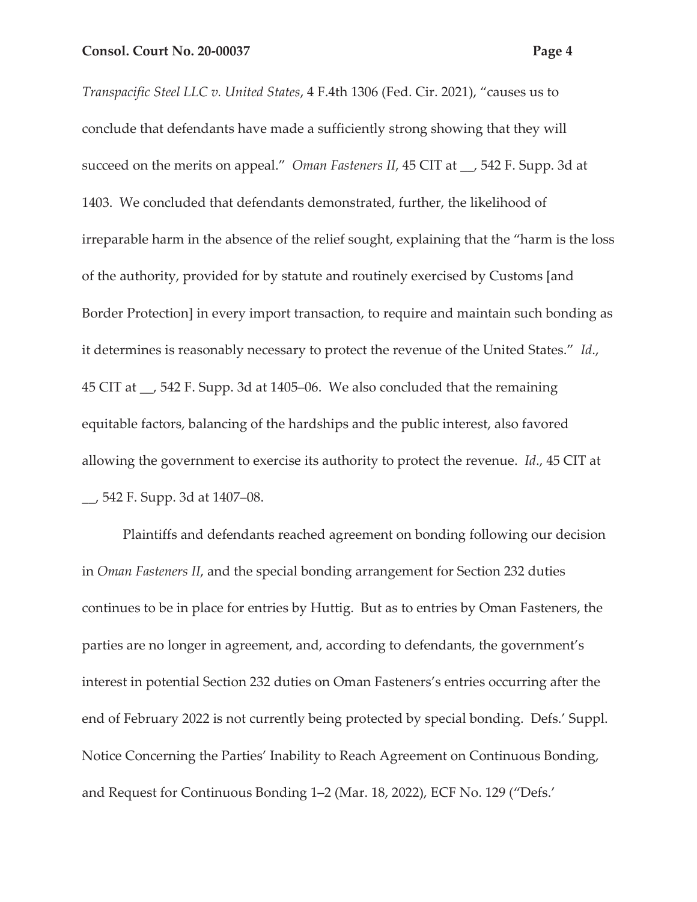*Transpacific Steel LLC v. United States*, 4 F.4th 1306 (Fed. Cir. 2021), "causes us to conclude that defendants have made a sufficiently strong showing that they will succeed on the merits on appeal." *Oman Fasteners II*, 45 CIT at __, 542 F. Supp. 3d at 1403. We concluded that defendants demonstrated, further, the likelihood of irreparable harm in the absence of the relief sought, explaining that the "harm is the loss of the authority, provided for by statute and routinely exercised by Customs [and Border Protection] in every import transaction, to require and maintain such bonding as it determines is reasonably necessary to protect the revenue of the United States." *Id*., 45 CIT at __, 542 F. Supp. 3d at 1405–06. We also concluded that the remaining equitable factors, balancing of the hardships and the public interest, also favored allowing the government to exercise its authority to protect the revenue. *Id*., 45 CIT at __, 542 F. Supp. 3d at 1407–08.

Plaintiffs and defendants reached agreement on bonding following our decision in *Oman Fasteners II*, and the special bonding arrangement for Section 232 duties continues to be in place for entries by Huttig. But as to entries by Oman Fasteners, the parties are no longer in agreement, and, according to defendants, the government's interest in potential Section 232 duties on Oman Fasteners's entries occurring after the end of February 2022 is not currently being protected by special bonding. Defs.' Suppl. Notice Concerning the Parties' Inability to Reach Agreement on Continuous Bonding, and Request for Continuous Bonding 1–2 (Mar. 18, 2022), ECF No. 129 ("Defs.'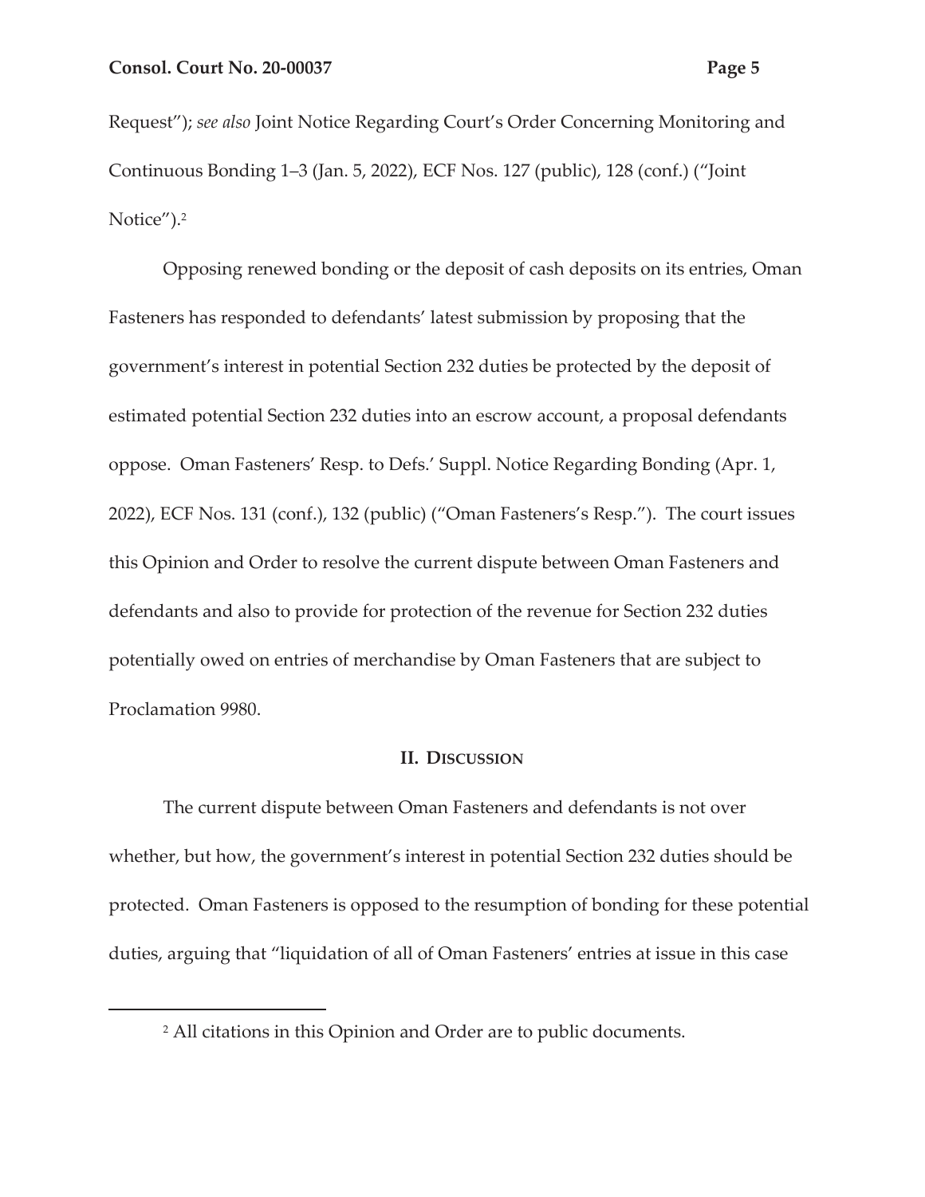Request"); *see also* Joint Notice Regarding Court's Order Concerning Monitoring and Continuous Bonding 1–3 (Jan. 5, 2022), ECF Nos. 127 (public), 128 (conf.) ("Joint Notice").[2]

Opposing renewed bonding or the deposit of cash deposits on its entries, Oman Fasteners has responded to defendants' latest submission by proposing that the government's interest in potential Section 232 duties be protected by the deposit of estimated potential Section 232 duties into an escrow account, a proposal defendants oppose. Oman Fasteners' Resp. to Defs.' Suppl. Notice Regarding Bonding (Apr. 1, 2022), ECF Nos. 131 (conf.), 132 (public) ("Oman Fasteners's Resp."). The court issues this Opinion and Order to resolve the current dispute between Oman Fasteners and defendants and also to provide for protection of the revenue for Section 232 duties potentially owed on entries of merchandise by Oman Fasteners that are subject to Proclamation 9980.

## II. Discussion

The current dispute between Oman Fasteners and defendants is not over whether, but how, the government's interest in potential Section 232 duties should be protected. Oman Fasteners is opposed to the resumption of bonding for these potential duties, arguing that "liquidation of all of Oman Fasteners' entries at issue in this case

[2] All citations in this Opinion and Order are to public documents.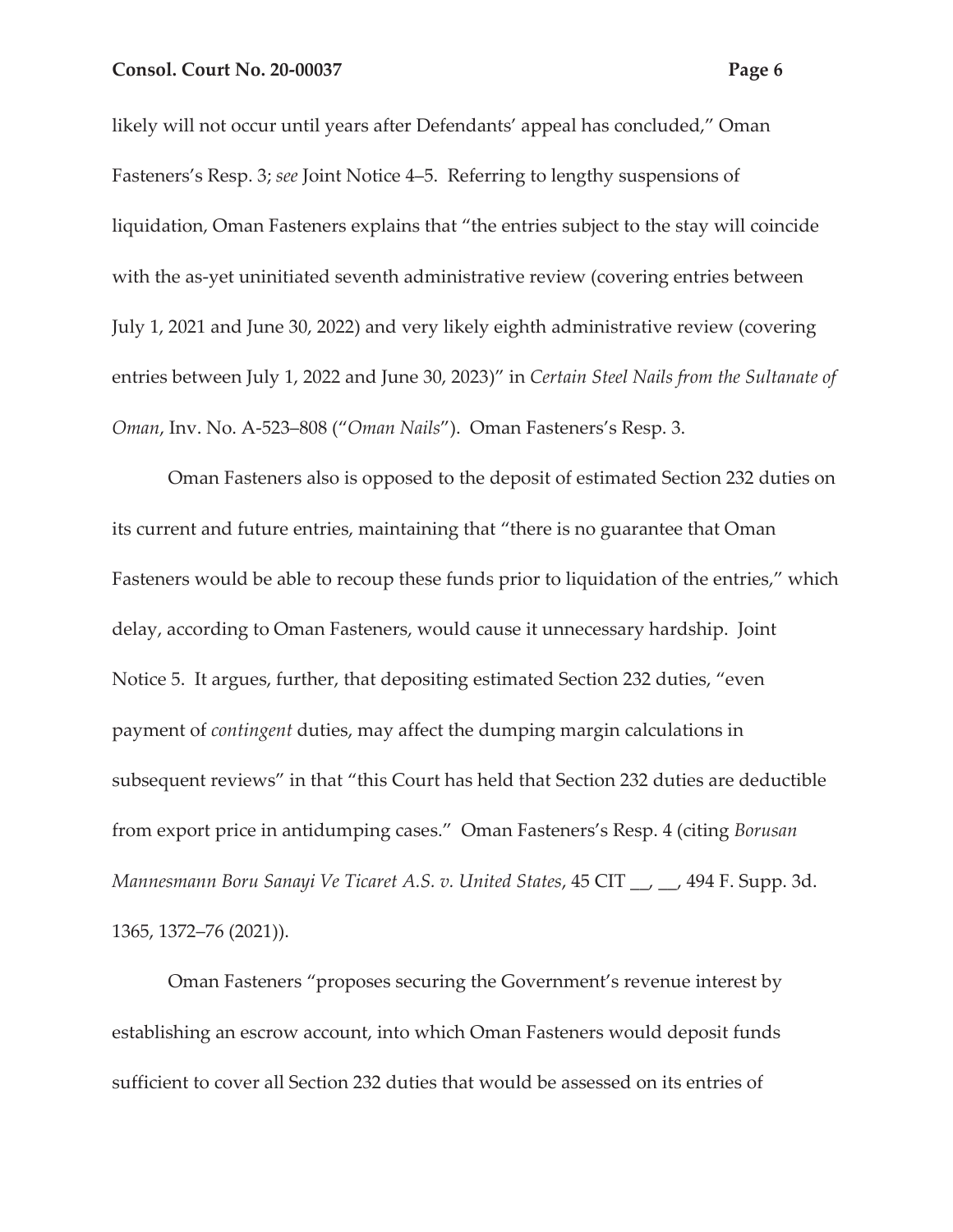likely will not occur until years after Defendants' appeal has concluded," Oman Fasteners's Resp. 3; *see* Joint Notice 4–5. Referring to lengthy suspensions of liquidation, Oman Fasteners explains that "the entries subject to the stay will coincide with the as-yet uninitiated seventh administrative review (covering entries between July 1, 2021 and June 30, 2022) and very likely eighth administrative review (covering entries between July 1, 2022 and June 30, 2023)" in *Certain Steel Nails from the Sultanate of Oman*, Inv. No. A-523–808 ("*Oman Nails*"). Oman Fasteners's Resp. 3.

Oman Fasteners also is opposed to the deposit of estimated Section 232 duties on its current and future entries, maintaining that "there is no guarantee that Oman Fasteners would be able to recoup these funds prior to liquidation of the entries," which delay, according to Oman Fasteners, would cause it unnecessary hardship. Joint Notice 5. It argues, further, that depositing estimated Section 232 duties, "even payment of *contingent* duties, may affect the dumping margin calculations in subsequent reviews" in that "this Court has held that Section 232 duties are deductible from export price in antidumping cases." Oman Fasteners's Resp. 4 (citing *Borusan Mannesmann Boru Sanayi Ve Ticaret A.S. v. United States*, 45 CIT __, __, 494 F. Supp. 3d. 1365, 1372–76 (2021)).

Oman Fasteners "proposes securing the Government's revenue interest by establishing an escrow account, into which Oman Fasteners would deposit funds sufficient to cover all Section 232 duties that would be assessed on its entries of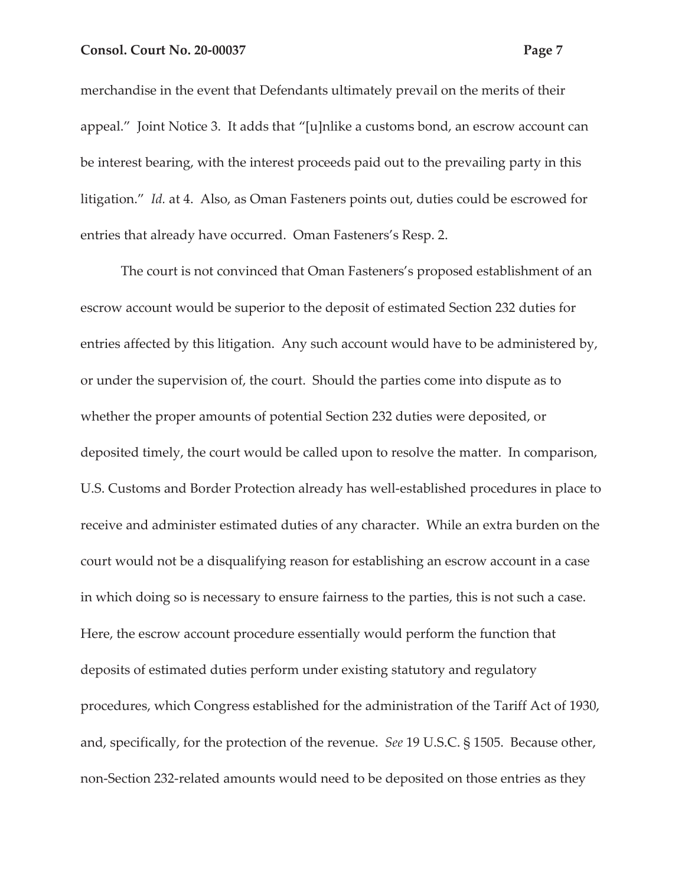merchandise in the event that Defendants ultimately prevail on the merits of their appeal." Joint Notice 3. It adds that "[u]nlike a customs bond, an escrow account can be interest bearing, with the interest proceeds paid out to the prevailing party in this litigation." *Id.* at 4. Also, as Oman Fasteners points out, duties could be escrowed for entries that already have occurred. Oman Fasteners's Resp. 2.

The court is not convinced that Oman Fasteners's proposed establishment of an escrow account would be superior to the deposit of estimated Section 232 duties for entries affected by this litigation. Any such account would have to be administered by, or under the supervision of, the court. Should the parties come into dispute as to whether the proper amounts of potential Section 232 duties were deposited, or deposited timely, the court would be called upon to resolve the matter. In comparison, U.S. Customs and Border Protection already has well-established procedures in place to receive and administer estimated duties of any character. While an extra burden on the court would not be a disqualifying reason for establishing an escrow account in a case in which doing so is necessary to ensure fairness to the parties, this is not such a case. Here, the escrow account procedure essentially would perform the function that deposits of estimated duties perform under existing statutory and regulatory procedures, which Congress established for the administration of the Tariff Act of 1930, and, specifically, for the protection of the revenue. *See* 19 U.S.C. § 1505. Because other, non-Section 232-related amounts would need to be deposited on those entries as they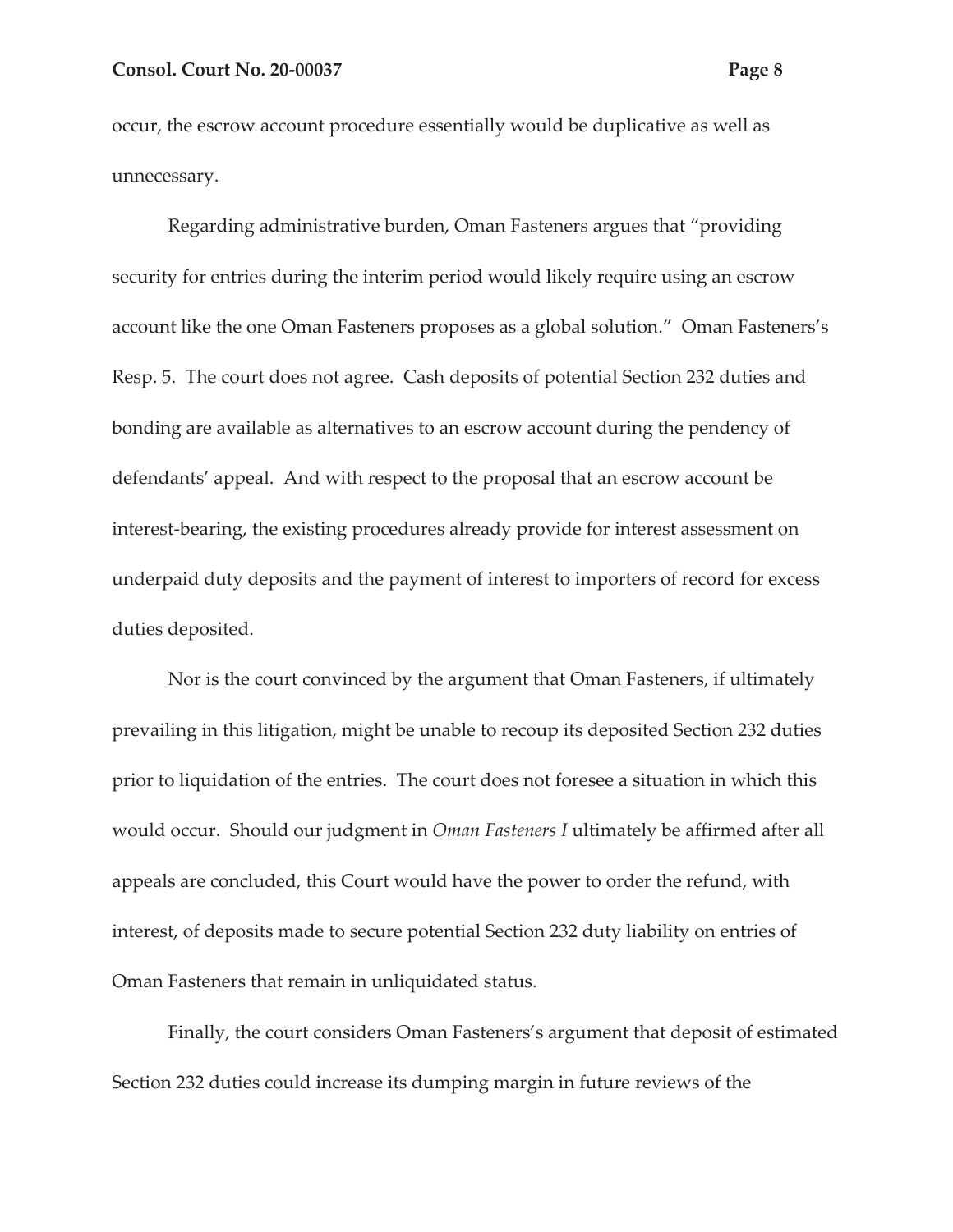occur, the escrow account procedure essentially would be duplicative as well as unnecessary.

Regarding administrative burden, Oman Fasteners argues that "providing security for entries during the interim period would likely require using an escrow account like the one Oman Fasteners proposes as a global solution." Oman Fasteners's Resp. 5. The court does not agree. Cash deposits of potential Section 232 duties and bonding are available as alternatives to an escrow account during the pendency of defendants' appeal. And with respect to the proposal that an escrow account be interest-bearing, the existing procedures already provide for interest assessment on underpaid duty deposits and the payment of interest to importers of record for excess duties deposited.

Nor is the court convinced by the argument that Oman Fasteners, if ultimately prevailing in this litigation, might be unable to recoup its deposited Section 232 duties prior to liquidation of the entries. The court does not foresee a situation in which this would occur. Should our judgment in *Oman Fasteners I* ultimately be affirmed after all appeals are concluded, this Court would have the power to order the refund, with interest, of deposits made to secure potential Section 232 duty liability on entries of Oman Fasteners that remain in unliquidated status.

Finally, the court considers Oman Fasteners's argument that deposit of estimated Section 232 duties could increase its dumping margin in future reviews of the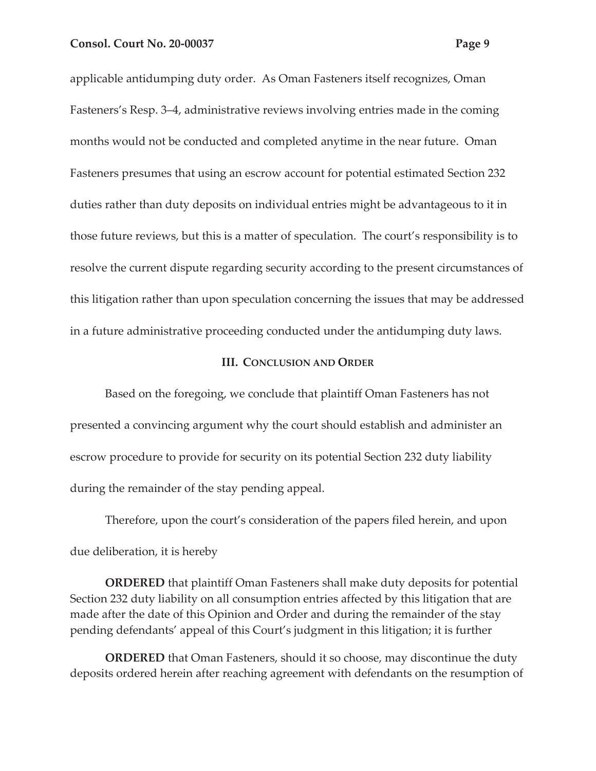applicable antidumping duty order. As Oman Fasteners itself recognizes, Oman Fasteners's Resp. 3–4, administrative reviews involving entries made in the coming months would not be conducted and completed anytime in the near future. Oman Fasteners presumes that using an escrow account for potential estimated Section 232 duties rather than duty deposits on individual entries might be advantageous to it in those future reviews, but this is a matter of speculation. The court's responsibility is to resolve the current dispute regarding security according to the present circumstances of this litigation rather than upon speculation concerning the issues that may be addressed in a future administrative proceeding conducted under the antidumping duty laws.

## III. Conclusion and Order

Based on the foregoing, we conclude that plaintiff Oman Fasteners has not presented a convincing argument why the court should establish and administer an escrow procedure to provide for security on its potential Section 232 duty liability during the remainder of the stay pending appeal.

Therefore, upon the court's consideration of the papers filed herein, and upon due deliberation, it is hereby

**ORDERED** that plaintiff Oman Fasteners shall make duty deposits for potential Section 232 duty liability on all consumption entries affected by this litigation that are made after the date of this Opinion and Order and during the remainder of the stay pending defendants' appeal of this Court's judgment in this litigation; it is further

**ORDERED** that Oman Fasteners, should it so choose, may discontinue the duty deposits ordered herein after reaching agreement with defendants on the resumption of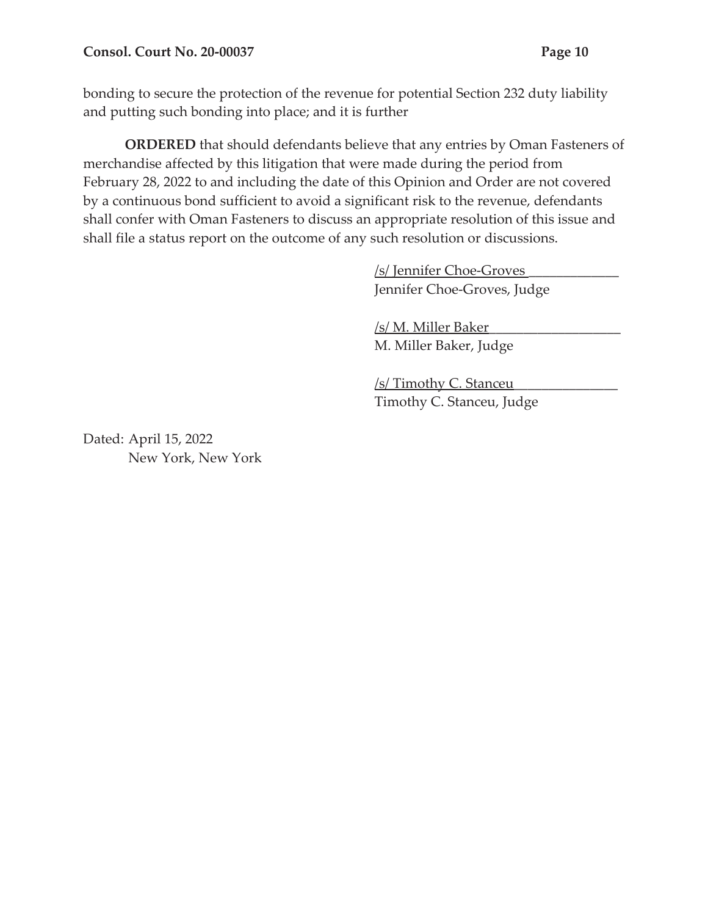bonding to secure the protection of the revenue for potential Section 232 duty liability and putting such bonding into place; and it is further

**ORDERED** that should defendants believe that any entries by Oman Fasteners of merchandise affected by this litigation that were made during the period from February 28, 2022 to and including the date of this Opinion and Order are not covered by a continuous bond sufficient to avoid a significant risk to the revenue, defendants shall confer with Oman Fasteners to discuss an appropriate resolution of this issue and shall file a status report on the outcome of any such resolution or discussions.

/s/ Jennifer Choe-Groves
Jennifer Choe-Groves, Judge

/s/ M. Miller Baker
M. Miller Baker, Judge

/s/ Timothy C. Stanceu
Timothy C. Stanceu, Judge

Dated: April 15, 2022
New York, New York